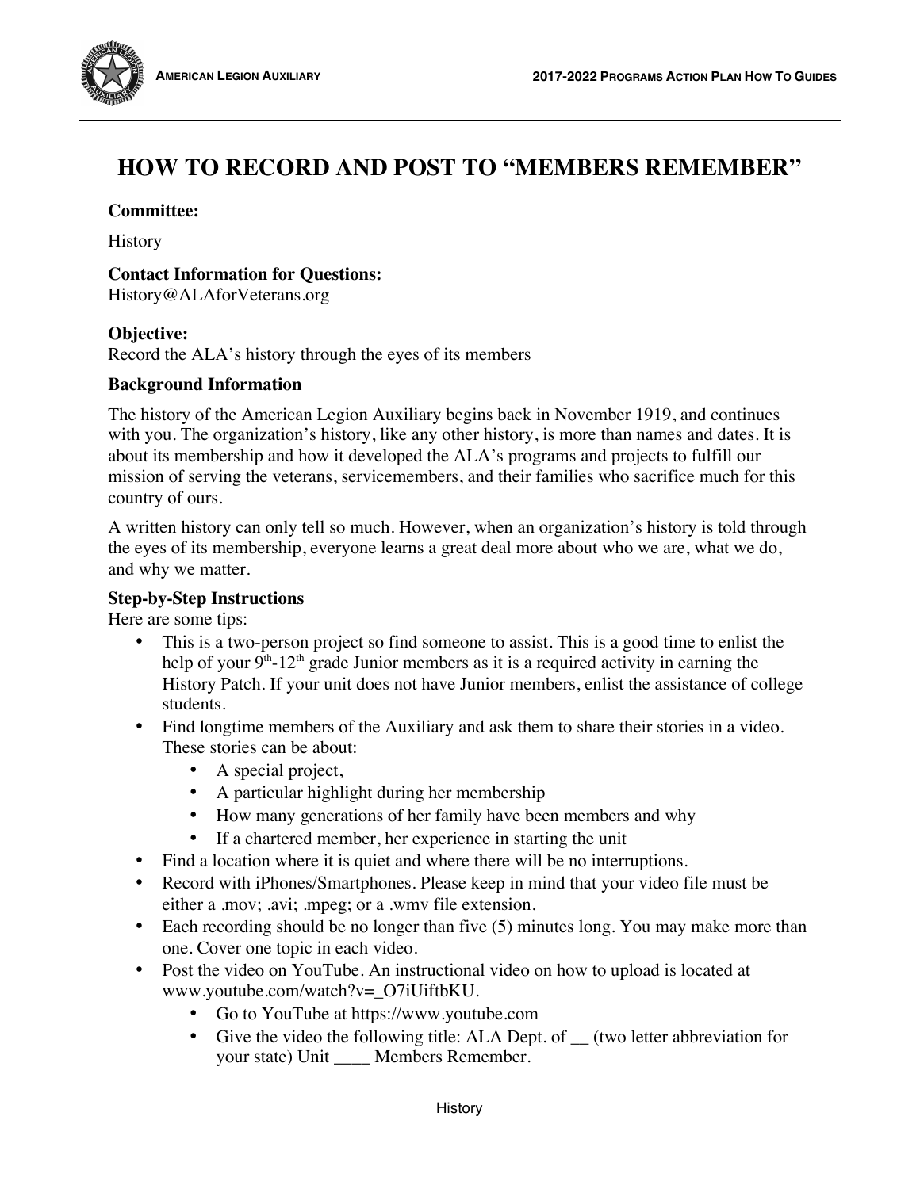# HOW TO RECORD AND POST TO "MEMBERS REMEMBER"

**Committee:**

History

**Contact Information for Questions:**
History@ALAforVeterans.org

**Objective:**
Record the ALA's history through the eyes of its members

**Background Information**

The history of the American Legion Auxiliary begins back in November 1919, and continues with you. The organization's history, like any other history, is more than names and dates. It is about its membership and how it developed the ALA's programs and projects to fulfill our mission of serving the veterans, servicemembers, and their families who sacrifice much for this country of ours.

A written history can only tell so much. However, when an organization's history is told through the eyes of its membership, everyone learns a great deal more about who we are, what we do, and why we matter.

**Step-by-Step Instructions**
Here are some tips:

- This is a two-person project so find someone to assist. This is a good time to enlist the help of your 9th-12th grade Junior members as it is a required activity in earning the History Patch. If your unit does not have Junior members, enlist the assistance of college students.
- Find longtime members of the Auxiliary and ask them to share their stories in a video. These stories can be about:
  - A special project,
  - A particular highlight during her membership
  - How many generations of her family have been members and why
  - If a chartered member, her experience in starting the unit
- Find a location where it is quiet and where there will be no interruptions.
- Record with iPhones/Smartphones. Please keep in mind that your video file must be either a .mov; .avi; .mpeg; or a .wmv file extension.
- Each recording should be no longer than five (5) minutes long. You may make more than one. Cover one topic in each video.
- Post the video on YouTube. An instructional video on how to upload is located at www.youtube.com/watch?v=_O7iUiftbKU.
  - Go to YouTube at https://www.youtube.com
  - Give the video the following title: ALA Dept. of __ (two letter abbreviation for your state) Unit ____ Members Remember.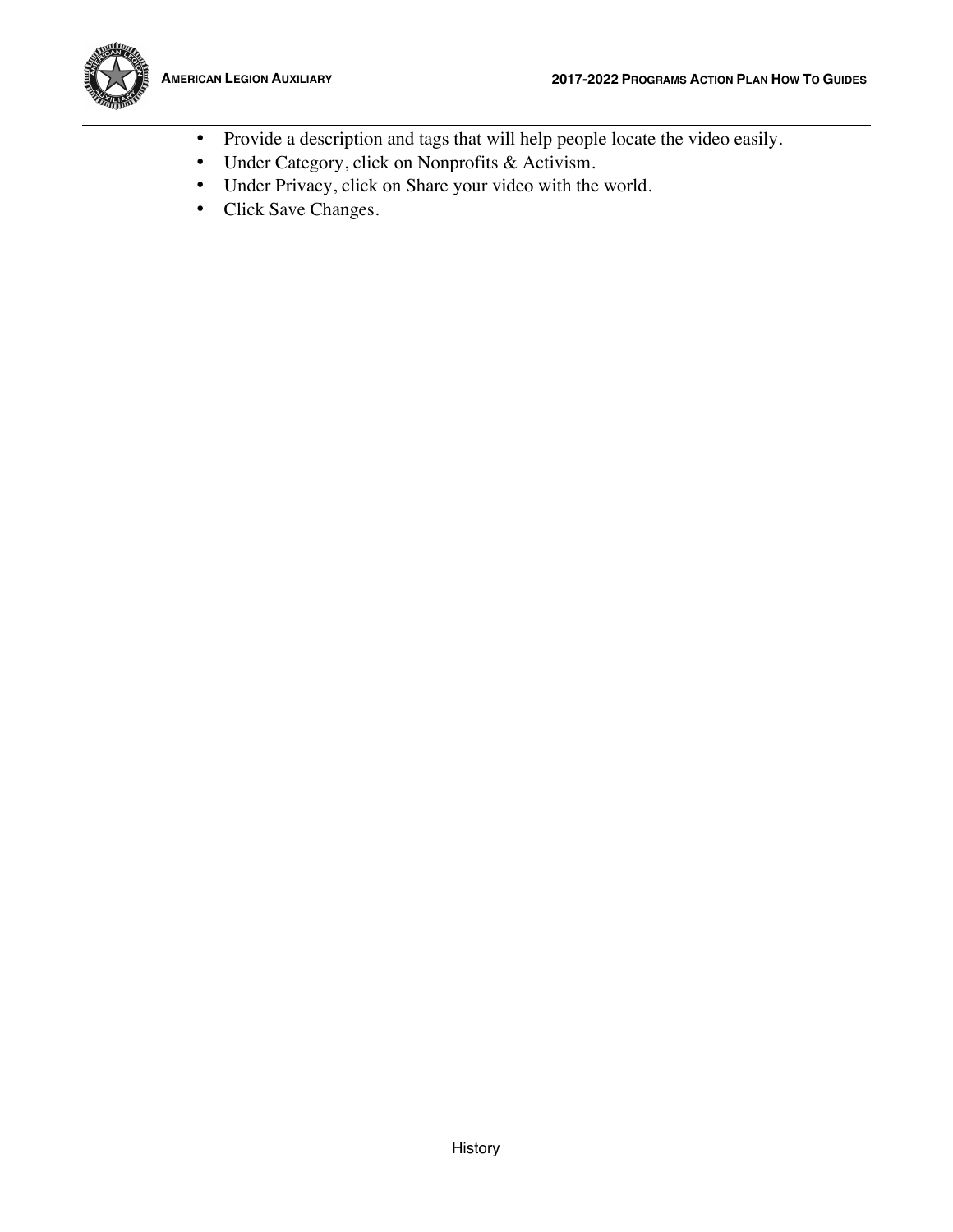- Provide a description and tags that will help people locate the video easily.
- Under Category, click on Nonprofits & Activism.
- Under Privacy, click on Share your video with the world.
- Click Save Changes.